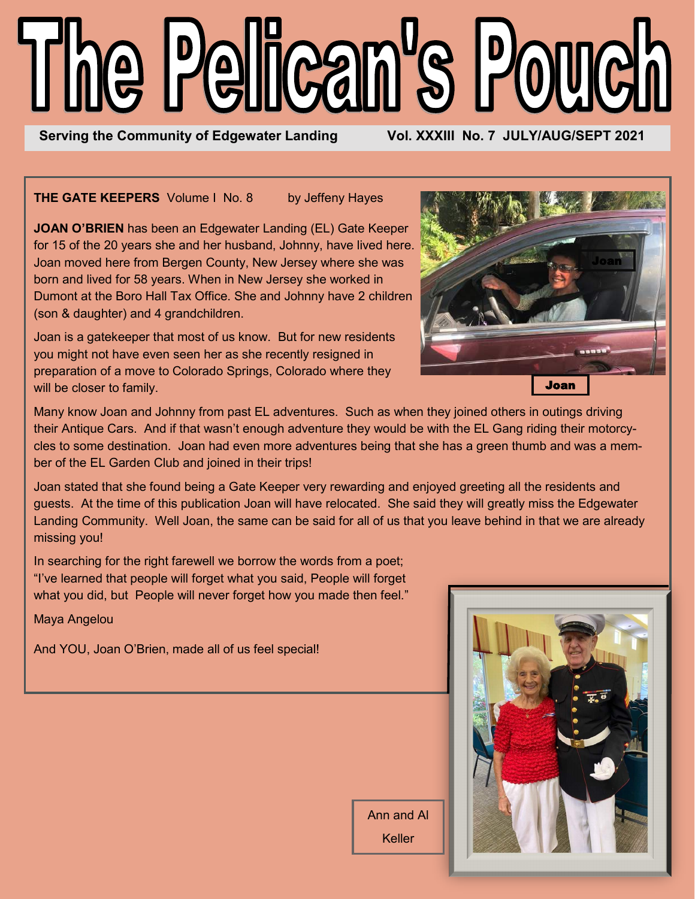# The Pelican's Pouch

**Serving the Community of Edgewater Landing** **Vol. XXXIII No. 7 JULY/AUG/SEPT 2021**

**THE GATE KEEPERS** Volume I No. 8 by Jeffeny Hayes

**JOAN O'BRIEN** has been an Edgewater Landing (EL) Gate Keeper for 15 of the 20 years she and her husband, Johnny, have lived here. Joan moved here from Bergen County, New Jersey where she was born and lived for 58 years. When in New Jersey she worked in Dumont at the Boro Hall Tax Office. She and Johnny have 2 children (son & daughter) and 4 grandchildren.

Joan is a gatekeeper that most of us know. But for new residents you might not have even seen her as she recently resigned in preparation of a move to Colorado Springs, Colorado where they will be closer to family.

Joan

Many know Joan and Johnny from past EL adventures. Such as when they joined others in outings driving their Antique Cars. And if that wasn't enough adventure they would be with the EL Gang riding their motorcycles to some destination. Joan had even more adventures being that she has a green thumb and was a member of the EL Garden Club and joined in their trips!

Joan stated that she found being a Gate Keeper very rewarding and enjoyed greeting all the residents and guests. At the time of this publication Joan will have relocated. She said they will greatly miss the Edgewater Landing Community. Well Joan, the same can be said for all of us that you leave behind in that we are already missing you!

In searching for the right farewell we borrow the words from a poet; "I've learned that people will forget what you said, People will forget what you did, but People will never forget how you made then feel."

Maya Angelou

And YOU, Joan O'Brien, made all of us feel special!

Ann and Al Keller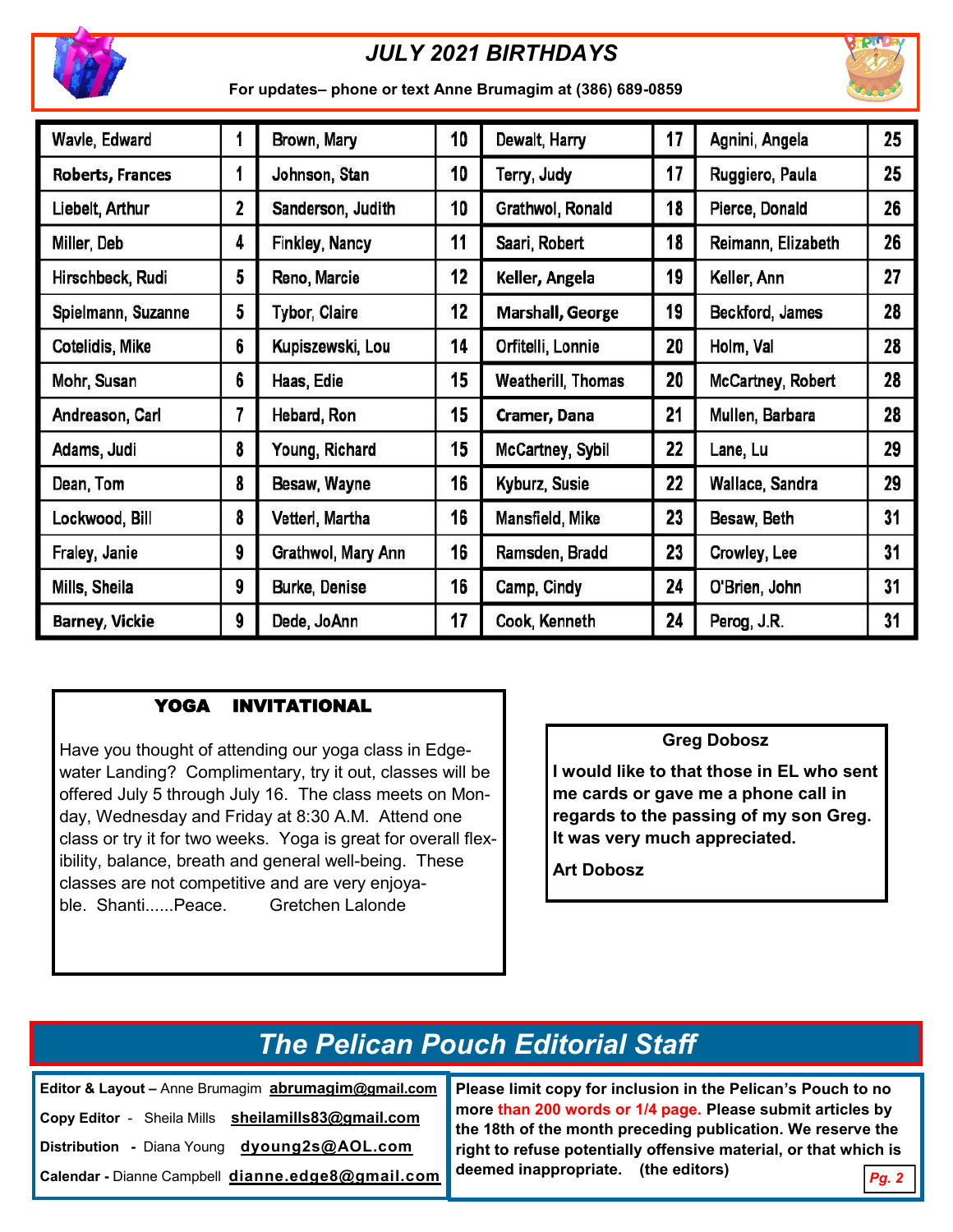## *JULY 2021 BIRTHDAYS*

**For updates– phone or text Anne Brumagim at (386) 689-0859**

| | | | | | | | |
|---|---|---|---|---|---|---|---|
| Wavle, Edward | 1 | Brown, Mary | 10 | Dewalt, Harry | 17 | Agnini, Angela | 25 |
| Roberts, Frances | 1 | Johnson, Stan | 10 | Terry, Judy | 17 | Ruggiero, Paula | 25 |
| Liebelt, Arthur | 2 | Sanderson, Judith | 10 | Grathwol, Ronald | 18 | Pierce, Donald | 26 |
| Miller, Deb | 4 | Finkley, Nancy | 11 | Saari, Robert | 18 | Reimann, Elizabeth | 26 |
| Hirschbeck, Rudi | 5 | Reno, Marcie | 12 | Keller, Angela | 19 | Keller, Ann | 27 |
| Spielmann, Suzanne | 5 | Tybor, Claire | 12 | Marshall, George | 19 | Beckford, James | 28 |
| Cotelidis, Mike | 6 | Kupiszewski, Lou | 14 | Orfitelli, Lonnie | 20 | Holm, Val | 28 |
| Mohr, Susan | 6 | Haas, Edie | 15 | Weatherill, Thomas | 20 | McCartney, Robert | 28 |
| Andreason, Carl | 7 | Hebard, Ron | 15 | Cramer, Dana | 21 | Mullen, Barbara | 28 |
| Adams, Judi | 8 | Young, Richard | 15 | McCartney, Sybil | 22 | Lane, Lu | 29 |
| Dean, Tom | 8 | Besaw, Wayne | 16 | Kyburz, Susie | 22 | Wallace, Sandra | 29 |
| Lockwood, Bill | 8 | Vetterl, Martha | 16 | Mansfield, Mike | 23 | Besaw, Beth | 31 |
| Fraley, Janie | 9 | Grathwol, Mary Ann | 16 | Ramsden, Bradd | 23 | Crowley, Lee | 31 |
| Mills, Sheila | 9 | Burke, Denise | 16 | Camp, Cindy | 24 | O'Brien, John | 31 |
| Barney, Vickie | 9 | Dede, JoAnn | 17 | Cook, Kenneth | 24 | Perog, J.R. | 31 |

### YOGA INVITATIONAL

Have you thought of attending our yoga class in Edgewater Landing? Complimentary, try it out, classes will be offered July 5 through July 16. The class meets on Monday, Wednesday and Friday at 8:30 A.M. Attend one class or try it for two weeks. Yoga is great for overall flexibility, balance, breath and general well-being. These classes are not competitive and are very enjoyable. Shanti......Peace. Gretchen Lalonde

### Greg Dobosz

**I would like to that those in EL who sent me cards or gave me a phone call in regards to the passing of my son Greg. It was very much appreciated.**

**Art Dobosz**

## *The Pelican Pouch Editorial Staff*

**Editor & Layout –** Anne Brumagim **abrumagim@gmail.com**

**Copy Editor** - Sheila Mills **sheilamills83@gmail.com**

**Distribution** - Diana Young **dyoung2s@AOL.com**

**Calendar -** Dianne Campbell **dianne.edge8@gmail.com**

**Please limit copy for inclusion in the Pelican's Pouch to no more than 200 words or 1/4 page. Please submit articles by the 18th of the month preceding publication. We reserve the right to refuse potentially offensive material, or that which is deemed inappropriate. (the editors)**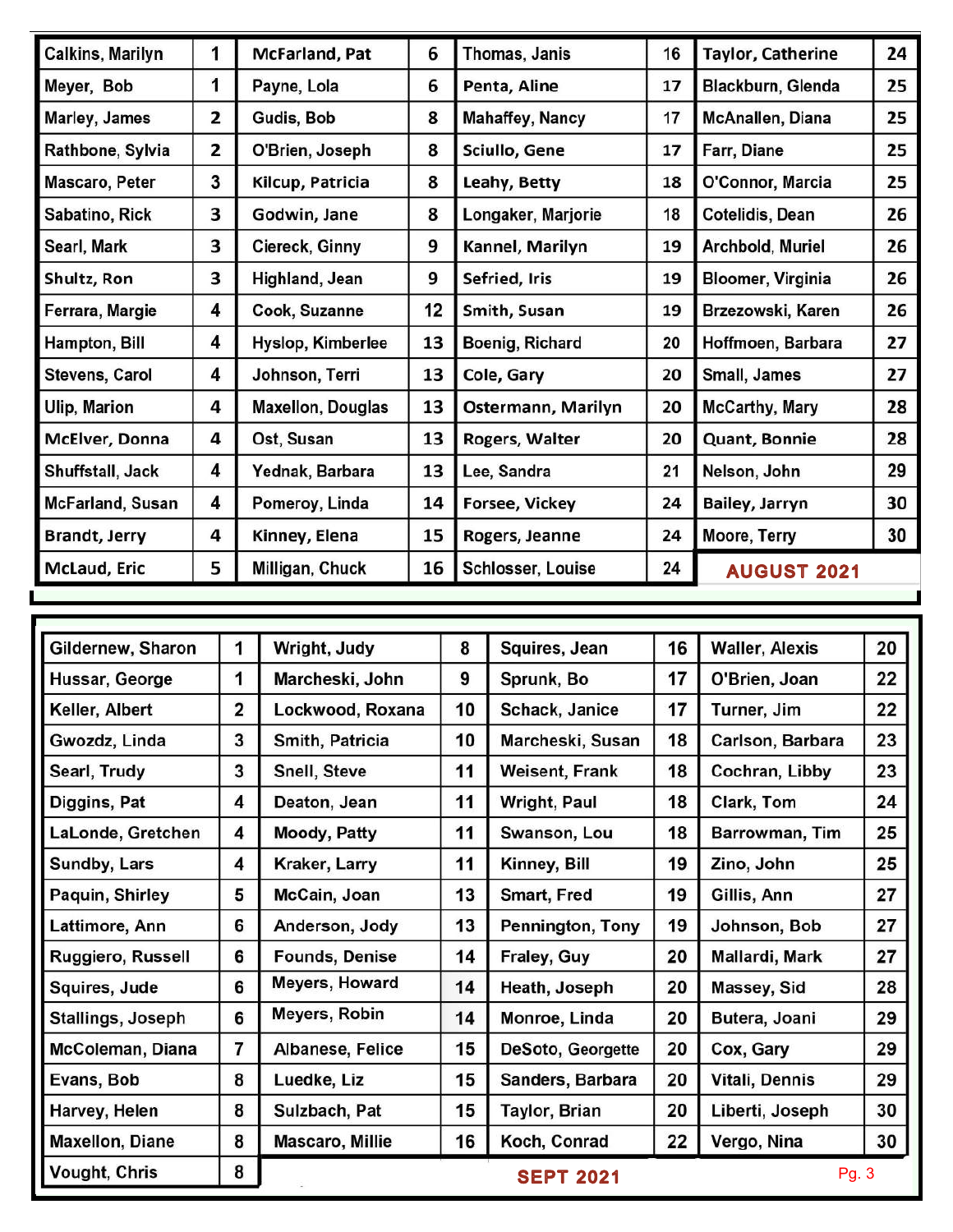## AUGUST 2021

| Name | Day | Name | Day | Name | Day | Name | Day |
|---|---|---|---|---|---|---|---|
| Calkins, Marilyn | 1 | McFarland, Pat | 6 | Thomas, Janis | 16 | Taylor, Catherine | 24 |
| Meyer, Bob | 1 | Payne, Lola | 6 | Penta, Aline | 17 | Blackburn, Glenda | 25 |
| Marley, James | 2 | Gudis, Bob | 8 | Mahaffey, Nancy | 17 | McAnallen, Diana | 25 |
| Rathbone, Sylvia | 2 | O'Brien, Joseph | 8 | Sciullo, Gene | 17 | Farr, Diane | 25 |
| Mascaro, Peter | 3 | Kilcup, Patricia | 8 | Leahy, Betty | 18 | O'Connor, Marcia | 25 |
| Sabatino, Rick | 3 | Godwin, Jane | 8 | Longaker, Marjorie | 18 | Cotelidis, Dean | 26 |
| Searl, Mark | 3 | Ciereck, Ginny | 9 | Kannel, Marilyn | 19 | Archbold, Muriel | 26 |
| Shultz, Ron | 3 | Highland, Jean | 9 | Sefried, Iris | 19 | Bloomer, Virginia | 26 |
| Ferrara, Margie | 4 | Cook, Suzanne | 12 | Smith, Susan | 19 | Brzezowski, Karen | 26 |
| Hampton, Bill | 4 | Hyslop, Kimberlee | 13 | Boenig, Richard | 20 | Hoffmoen, Barbara | 27 |
| Stevens, Carol | 4 | Johnson, Terri | 13 | Cole, Gary | 20 | Small, James | 27 |
| Ulip, Marion | 4 | Maxellon, Douglas | 13 | Ostermann, Marilyn | 20 | McCarthy, Mary | 28 |
| McElver, Donna | 4 | Ost, Susan | 13 | Rogers, Walter | 20 | Quant, Bonnie | 28 |
| Shuffstall, Jack | 4 | Yednak, Barbara | 13 | Lee, Sandra | 21 | Nelson, John | 29 |
| McFarland, Susan | 4 | Pomeroy, Linda | 14 | Forsee, Vickey | 24 | Bailey, Jarryn | 30 |
| Brandt, Jerry | 4 | Kinney, Elena | 15 | Rogers, Jeanne | 24 | Moore, Terry | 30 |
| McLaud, Eric | 5 | Milligan, Chuck | 16 | Schlosser, Louise | 24 | | |

## SEPT 2021

| Name | Day | Name | Day | Name | Day | Name | Day |
|---|---|---|---|---|---|---|---|
| Gildernew, Sharon | 1 | Wright, Judy | 8 | Squires, Jean | 16 | Waller, Alexis | 20 |
| Hussar, George | 1 | Marcheski, John | 9 | Sprunk, Bo | 17 | O'Brien, Joan | 22 |
| Keller, Albert | 2 | Lockwood, Roxana | 10 | Schack, Janice | 17 | Turner, Jim | 22 |
| Gwozdz, Linda | 3 | Smith, Patricia | 10 | Marcheski, Susan | 18 | Carlson, Barbara | 23 |
| Searl, Trudy | 3 | Snell, Steve | 11 | Weisent, Frank | 18 | Cochran, Libby | 23 |
| Diggins, Pat | 4 | Deaton, Jean | 11 | Wright, Paul | 18 | Clark, Tom | 24 |
| LaLonde, Gretchen | 4 | Moody, Patty | 11 | Swanson, Lou | 18 | Barrowman, Tim | 25 |
| Sundby, Lars | 4 | Kraker, Larry | 11 | Kinney, Bill | 19 | Zino, John | 25 |
| Paquin, Shirley | 5 | McCain, Joan | 13 | Smart, Fred | 19 | Gillis, Ann | 27 |
| Lattimore, Ann | 6 | Anderson, Jody | 13 | Pennington, Tony | 19 | Johnson, Bob | 27 |
| Ruggiero, Russell | 6 | Founds, Denise | 14 | Fraley, Guy | 20 | Mallardi, Mark | 27 |
| Squires, Jude | 6 | Meyers, Howard | 14 | Heath, Joseph | 20 | Massey, Sid | 28 |
| Stallings, Joseph | 6 | Meyers, Robin | 14 | Monroe, Linda | 20 | Butera, Joani | 29 |
| McColeman, Diana | 7 | Albanese, Felice | 15 | DeSoto, Georgette | 20 | Cox, Gary | 29 |
| Evans, Bob | 8 | Luedke, Liz | 15 | Sanders, Barbara | 20 | Vitali, Dennis | 29 |
| Harvey, Helen | 8 | Sulzbach, Pat | 15 | Taylor, Brian | 20 | Liberti, Joseph | 30 |
| Maxellon, Diane | 8 | Mascaro, Millie | 16 | Koch, Conrad | 22 | Vergo, Nina | 30 |
| Vought, Chris | 8 | | | | | | |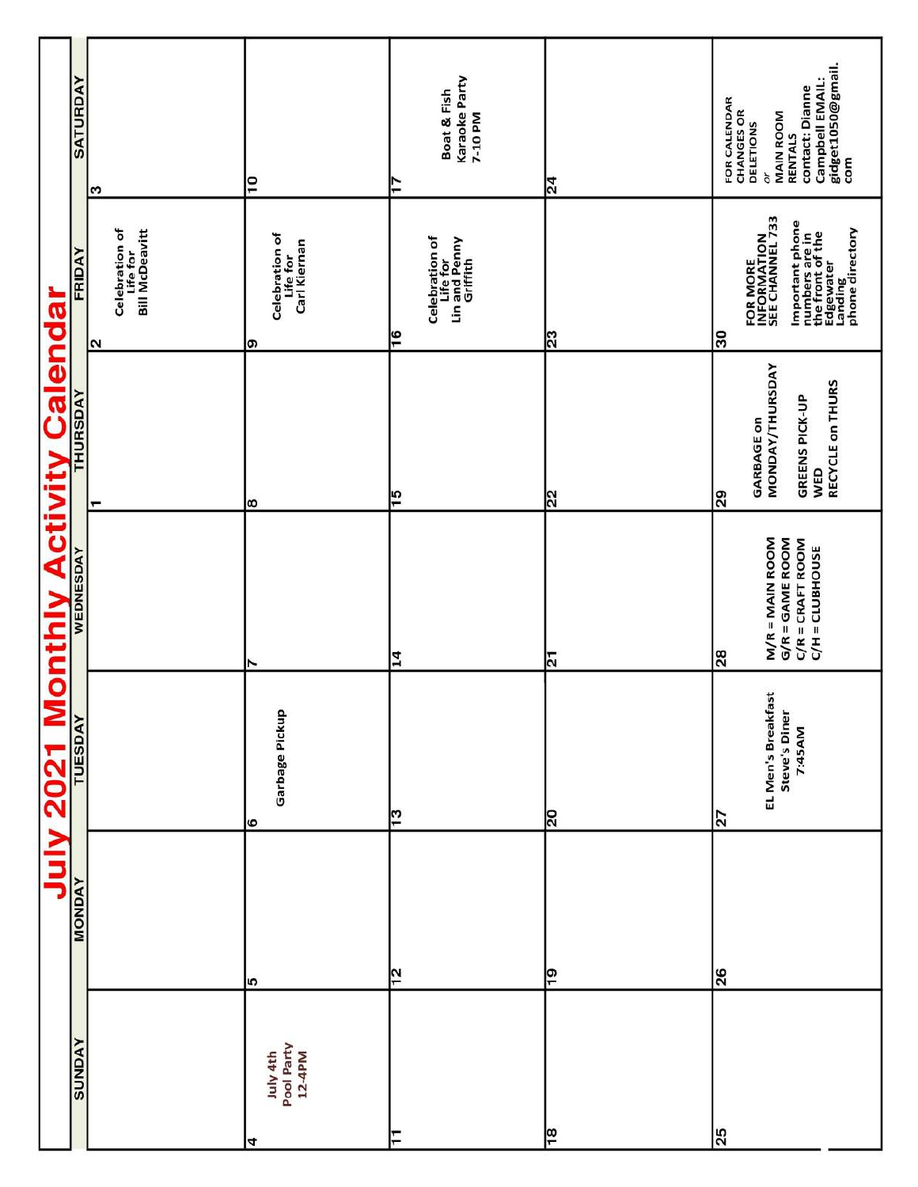# July 2021 Monthly Activity Calendar

| SUNDAY | MONDAY | TUESDAY | WEDNESDAY | THURSDAY | FRIDAY | SATURDAY |
| --- | --- | --- | --- | --- | --- | --- |
| | | | | 1 | 2 Celebration of Life for Bill McDeavitt | 3 |
| 4 July 4th Pool Party 12-4PM | 5 | 6 Garbage Pickup | 7 | 8 | 9 Celebration of Life for Carl Kiernan | 10 |
| 11 | 12 | 13 | 14 | 15 | 16 Celebration of Life for Lin and Penny Griffith | 17 Boat & Fish Karaoke Party 7-10 PM |
| 18 | 19 | 20 | 21 | 22 | 23 | 24 |
| 25 | 26 | 27 EL Men's Breakfast Steve's Diner 7:45AM | 28 M/R = MAIN ROOM G/R = GAME ROOM C/R = CRAFT ROOM C/H = CLUBHOUSE | 29 GARBAGE on MONDAY/THURSDAY GREENS PICK-UP WED RECYCLE on THURS | 30 FOR MORE INFORMATION SEE CHANNEL 733 Important phone numbers are in the front of the Edgewater Landing phone directory | FOR CALENDAR CHANGES OR DELETIONS *or* MAIN ROOM RENTALS contact: Dianne Campbell EMAIL: gidget1050@gmail.com |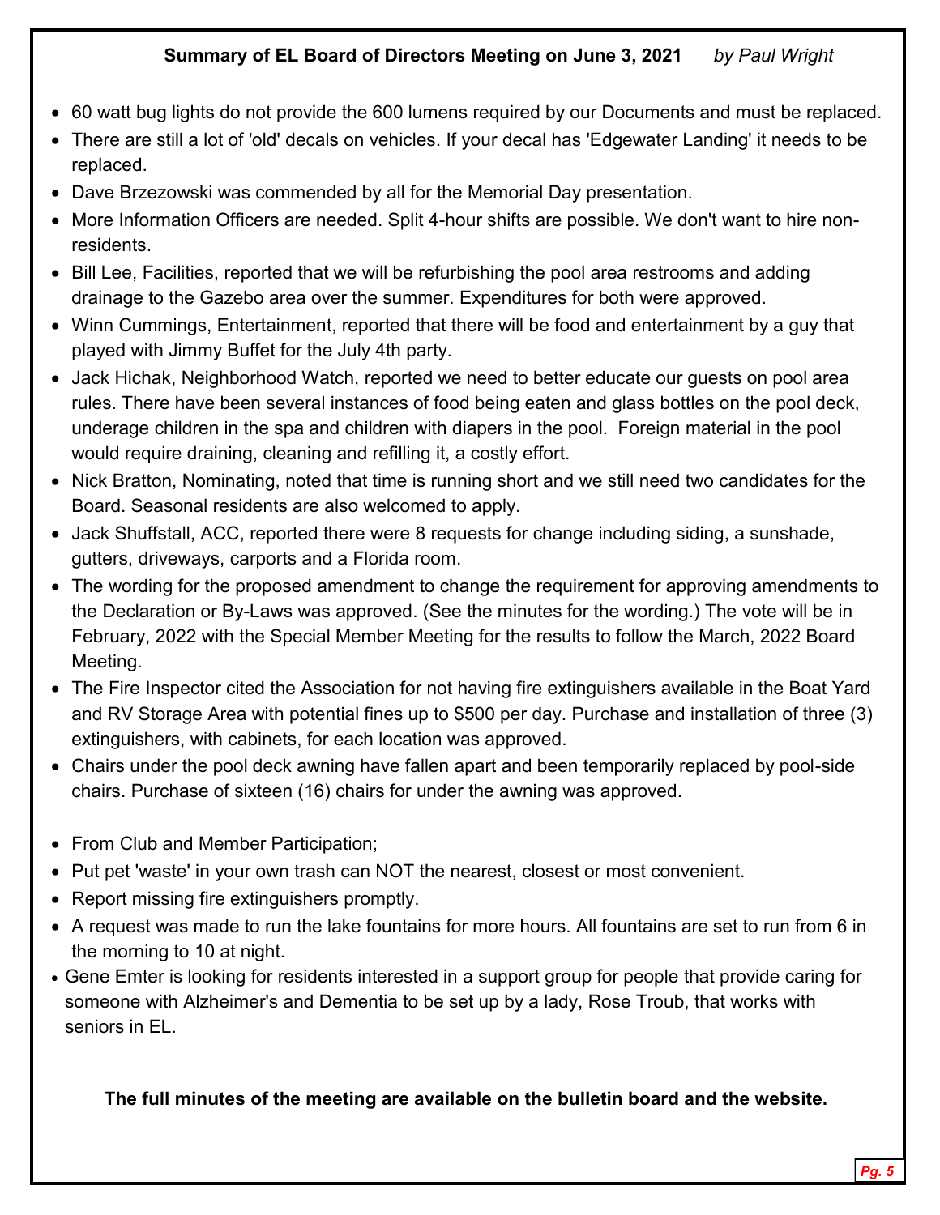**Summary of EL Board of Directors Meeting on June 3, 2021** *by Paul Wright*

- 60 watt bug lights do not provide the 600 lumens required by our Documents and must be replaced.
- There are still a lot of 'old' decals on vehicles. If your decal has 'Edgewater Landing' it needs to be replaced.
- Dave Brzezowski was commended by all for the Memorial Day presentation.
- More Information Officers are needed. Split 4-hour shifts are possible. We don't want to hire non-residents.
- Bill Lee, Facilities, reported that we will be refurbishing the pool area restrooms and adding drainage to the Gazebo area over the summer. Expenditures for both were approved.
- Winn Cummings, Entertainment, reported that there will be food and entertainment by a guy that played with Jimmy Buffet for the July 4th party.
- Jack Hichak, Neighborhood Watch, reported we need to better educate our guests on pool area rules. There have been several instances of food being eaten and glass bottles on the pool deck, underage children in the spa and children with diapers in the pool. Foreign material in the pool would require draining, cleaning and refilling it, a costly effort.
- Nick Bratton, Nominating, noted that time is running short and we still need two candidates for the Board. Seasonal residents are also welcomed to apply.
- Jack Shuffstall, ACC, reported there were 8 requests for change including siding, a sunshade, gutters, driveways, carports and a Florida room.
- The wording for the proposed amendment to change the requirement for approving amendments to the Declaration or By-Laws was approved. (See the minutes for the wording.) The vote will be in February, 2022 with the Special Member Meeting for the results to follow the March, 2022 Board Meeting.
- The Fire Inspector cited the Association for not having fire extinguishers available in the Boat Yard and RV Storage Area with potential fines up to $500 per day. Purchase and installation of three (3) extinguishers, with cabinets, for each location was approved.
- Chairs under the pool deck awning have fallen apart and been temporarily replaced by pool-side chairs. Purchase of sixteen (16) chairs for under the awning was approved.

- From Club and Member Participation;
- Put pet 'waste' in your own trash can NOT the nearest, closest or most convenient.
- Report missing fire extinguishers promptly.
- A request was made to run the lake fountains for more hours. All fountains are set to run from 6 in the morning to 10 at night.
- Gene Emter is looking for residents interested in a support group for people that provide caring for someone with Alzheimer's and Dementia to be set up by a lady, Rose Troub, that works with seniors in EL.

**The full minutes of the meeting are available on the bulletin board and the website.**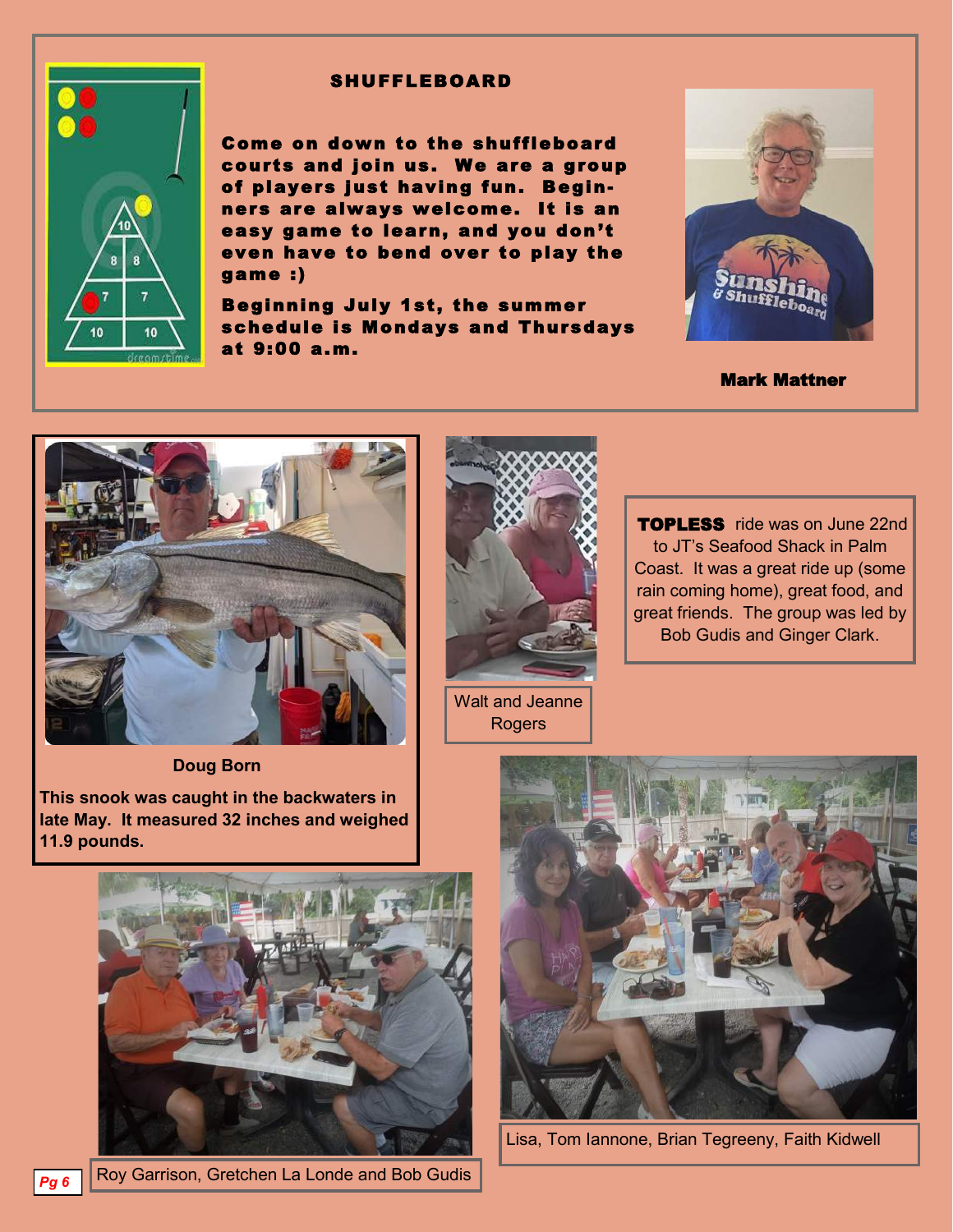## SHUFFLEBOARD

**Come on down to the shuffleboard courts and join us. We are a group of players just having fun. Beginners are always welcome. It is an easy game to learn, and you don't even have to bend over to play the game :)**

**Beginning July 1st, the summer schedule is Mondays and Thursdays at 9:00 a.m.**

**Mark Mattner**

**Doug Born**

**This snook was caught in the backwaters in late May. It measured 32 inches and weighed 11.9 pounds.**

Walt and Jeanne Rogers

**TOPLESS** ride was on June 22nd to JT's Seafood Shack in Palm Coast. It was a great ride up (some rain coming home), great food, and great friends. The group was led by Bob Gudis and Ginger Clark.

Lisa, Tom Iannone, Brian Tegreeny, Faith Kidwell

Roy Garrison, Gretchen La Londe and Bob Gudis